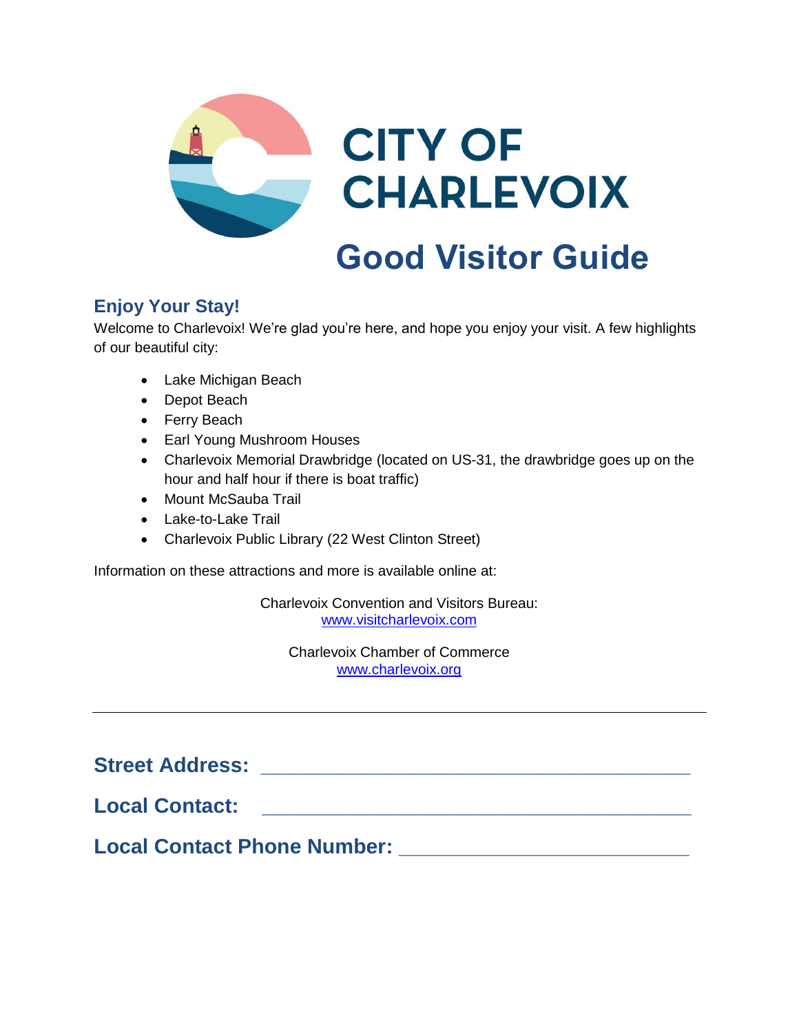# CITY OF CHARLEVOIX

# Good Visitor Guide

## Enjoy Your Stay!

Welcome to Charlevoix! We're glad you're here, and hope you enjoy your visit. A few highlights of our beautiful city:

- Lake Michigan Beach
- Depot Beach
- Ferry Beach
- Earl Young Mushroom Houses
- Charlevoix Memorial Drawbridge (located on US-31, the drawbridge goes up on the hour and half hour if there is boat traffic)
- Mount McSauba Trail
- Lake-to-Lake Trail
- Charlevoix Public Library (22 West Clinton Street)

Information on these attractions and more is available online at:

Charlevoix Convention and Visitors Bureau:
www.visitcharlevoix.com

Charlevoix Chamber of Commerce
www.charlevoix.org

---

**Street Address:** ______________________________________

**Local Contact:** ______________________________________

**Local Contact Phone Number:** _________________________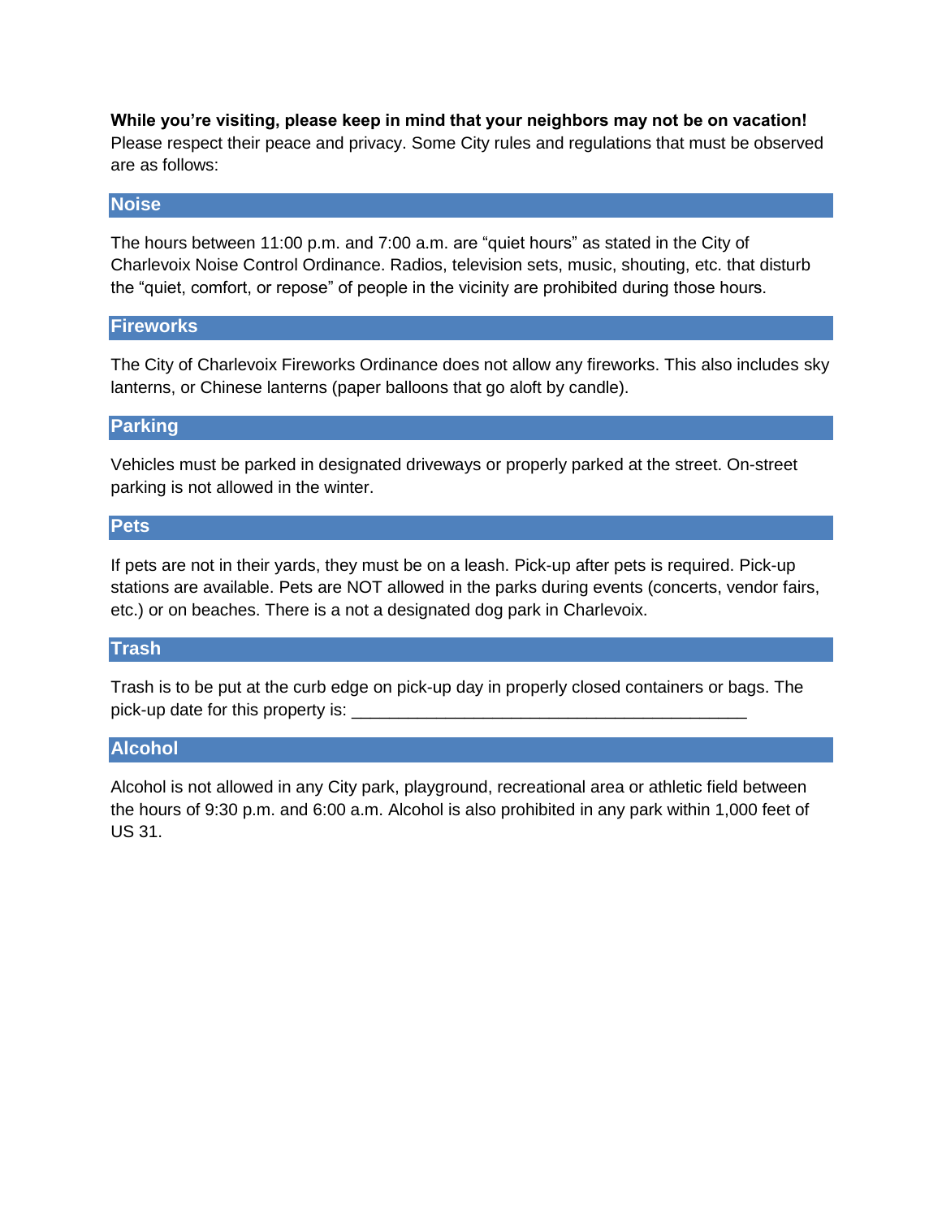**While you're visiting, please keep in mind that your neighbors may not be on vacation!** Please respect their peace and privacy. Some City rules and regulations that must be observed are as follows:

## Noise

The hours between 11:00 p.m. and 7:00 a.m. are "quiet hours" as stated in the City of Charlevoix Noise Control Ordinance. Radios, television sets, music, shouting, etc. that disturb the "quiet, comfort, or repose" of people in the vicinity are prohibited during those hours.

## Fireworks

The City of Charlevoix Fireworks Ordinance does not allow any fireworks. This also includes sky lanterns, or Chinese lanterns (paper balloons that go aloft by candle).

## Parking

Vehicles must be parked in designated driveways or properly parked at the street. On-street parking is not allowed in the winter.

## Pets

If pets are not in their yards, they must be on a leash. Pick-up after pets is required. Pick-up stations are available. Pets are NOT allowed in the parks during events (concerts, vendor fairs, etc.) or on beaches. There is a not a designated dog park in Charlevoix.

## Trash

Trash is to be put at the curb edge on pick-up day in properly closed containers or bags. The pick-up date for this property is: ___________________________________________

## Alcohol

Alcohol is not allowed in any City park, playground, recreational area or athletic field between the hours of 9:30 p.m. and 6:00 a.m. Alcohol is also prohibited in any park within 1,000 feet of US 31.